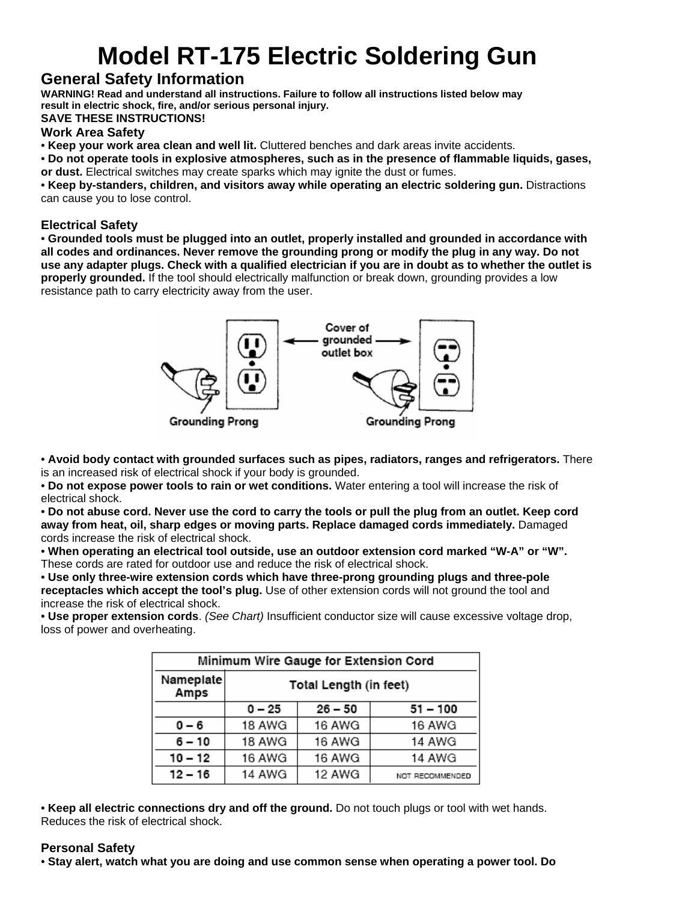# Model RT-175 Electric Soldering Gun

## General Safety Information

**WARNING! Read and understand all instructions. Failure to follow all instructions listed below may result in electric shock, fire, and/or serious personal injury.**

**SAVE THESE INSTRUCTIONS!**

### Work Area Safety

- **Keep your work area clean and well lit.** Cluttered benches and dark areas invite accidents.
- **Do not operate tools in explosive atmospheres, such as in the presence of flammable liquids, gases, or dust.** Electrical switches may create sparks which may ignite the dust or fumes.
- **Keep by-standers, children, and visitors away while operating an electric soldering gun.** Distractions can cause you to lose control.

### Electrical Safety

- **Grounded tools must be plugged into an outlet, properly installed and grounded in accordance with all codes and ordinances. Never remove the grounding prong or modify the plug in any way. Do not use any adapter plugs. Check with a qualified electrician if you are in doubt as to whether the outlet is properly grounded.** If the tool should electrically malfunction or break down, grounding provides a low resistance path to carry electricity away from the user.

Cover of grounded outlet box

Grounding Prong

Grounding Prong

- **Avoid body contact with grounded surfaces such as pipes, radiators, ranges and refrigerators.** There is an increased risk of electrical shock if your body is grounded.
- **Do not expose power tools to rain or wet conditions.** Water entering a tool will increase the risk of electrical shock.
- **Do not abuse cord. Never use the cord to carry the tools or pull the plug from an outlet. Keep cord away from heat, oil, sharp edges or moving parts. Replace damaged cords immediately.** Damaged cords increase the risk of electrical shock.
- **When operating an electrical tool outside, use an outdoor extension cord marked "W-A" or "W".** These cords are rated for outdoor use and reduce the risk of electrical shock.
- **Use only three-wire extension cords which have three-prong grounding plugs and three-pole receptacles which accept the tool's plug.** Use of other extension cords will not ground the tool and increase the risk of electrical shock.
- **Use proper extension cords**. *(See Chart)* Insufficient conductor size will cause excessive voltage drop, loss of power and overheating.

| Minimum Wire Gauge for Extension Cord | | | |
|---|---|---|---|
| Nameplate Amps | Total Length (in feet) | | |
| | 0 – 25 | 26 – 50 | 51 – 100 |
| 0 – 6 | 18 AWG | 16 AWG | 16 AWG |
| 6 – 10 | 18 AWG | 16 AWG | 14 AWG |
| 10 – 12 | 16 AWG | 16 AWG | 14 AWG |
| 12 – 16 | 14 AWG | 12 AWG | NOT RECOMMENDED |

- **Keep all electric connections dry and off the ground.** Do not touch plugs or tool with wet hands. Reduces the risk of electrical shock.

### Personal Safety

- **Stay alert, watch what you are doing and use common sense when operating a power tool. Do**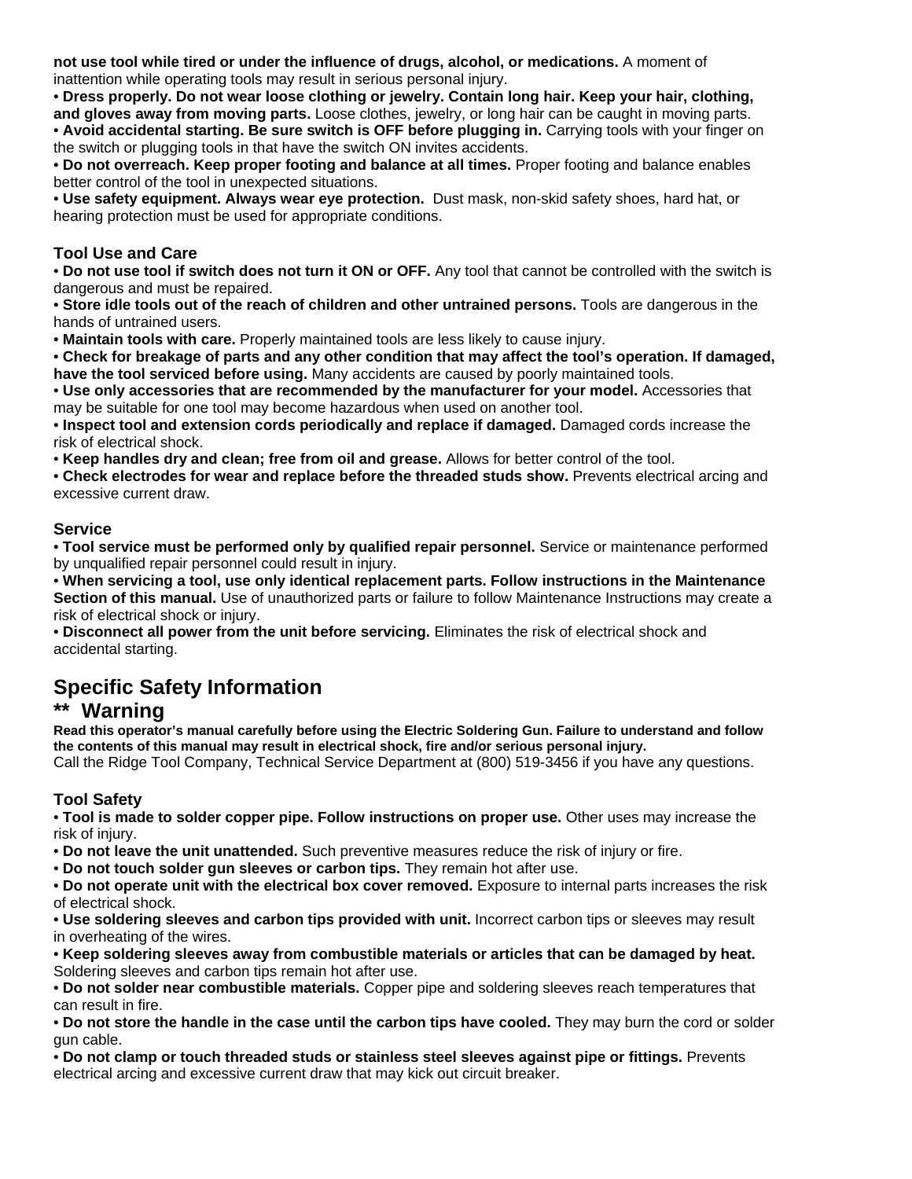**not use tool while tired or under the influence of drugs, alcohol, or medications.** A moment of inattention while operating tools may result in serious personal injury.

- **Dress properly. Do not wear loose clothing or jewelry. Contain long hair. Keep your hair, clothing, and gloves away from moving parts.** Loose clothes, jewelry, or long hair can be caught in moving parts.
- **Avoid accidental starting. Be sure switch is OFF before plugging in.** Carrying tools with your finger on the switch or plugging tools in that have the switch ON invites accidents.
- **Do not overreach. Keep proper footing and balance at all times.** Proper footing and balance enables better control of the tool in unexpected situations.
- **Use safety equipment. Always wear eye protection.** Dust mask, non-skid safety shoes, hard hat, or hearing protection must be used for appropriate conditions.

### Tool Use and Care

- **Do not use tool if switch does not turn it ON or OFF.** Any tool that cannot be controlled with the switch is dangerous and must be repaired.
- **Store idle tools out of the reach of children and other untrained persons.** Tools are dangerous in the hands of untrained users.
- **Maintain tools with care.** Properly maintained tools are less likely to cause injury.
- **Check for breakage of parts and any other condition that may affect the tool's operation. If damaged, have the tool serviced before using.** Many accidents are caused by poorly maintained tools.
- **Use only accessories that are recommended by the manufacturer for your model.** Accessories that may be suitable for one tool may become hazardous when used on another tool.
- **Inspect tool and extension cords periodically and replace if damaged.** Damaged cords increase the risk of electrical shock.
- **Keep handles dry and clean; free from oil and grease.** Allows for better control of the tool.
- **Check electrodes for wear and replace before the threaded studs show.** Prevents electrical arcing and excessive current draw.

### Service

- **Tool service must be performed only by qualified repair personnel.** Service or maintenance performed by unqualified repair personnel could result in injury.
- **When servicing a tool, use only identical replacement parts. Follow instructions in the Maintenance Section of this manual.** Use of unauthorized parts or failure to follow Maintenance Instructions may create a risk of electrical shock or injury.
- **Disconnect all power from the unit before servicing.** Eliminates the risk of electrical shock and accidental starting.

## Specific Safety Information

## ** Warning

**Read this operator's manual carefully before using the Electric Soldering Gun. Failure to understand and follow the contents of this manual may result in electrical shock, fire and/or serious personal injury.**

Call the Ridge Tool Company, Technical Service Department at (800) 519-3456 if you have any questions.

### Tool Safety

- **Tool is made to solder copper pipe. Follow instructions on proper use.** Other uses may increase the risk of injury.
- **Do not leave the unit unattended.** Such preventive measures reduce the risk of injury or fire.
- **Do not touch solder gun sleeves or carbon tips.** They remain hot after use.
- **Do not operate unit with the electrical box cover removed.** Exposure to internal parts increases the risk of electrical shock.
- **Use soldering sleeves and carbon tips provided with unit.** Incorrect carbon tips or sleeves may result in overheating of the wires.
- **Keep soldering sleeves away from combustible materials or articles that can be damaged by heat.** Soldering sleeves and carbon tips remain hot after use.
- **Do not solder near combustible materials.** Copper pipe and soldering sleeves reach temperatures that can result in fire.
- **Do not store the handle in the case until the carbon tips have cooled.** They may burn the cord or solder gun cable.
- **Do not clamp or touch threaded studs or stainless steel sleeves against pipe or fittings.** Prevents electrical arcing and excessive current draw that may kick out circuit breaker.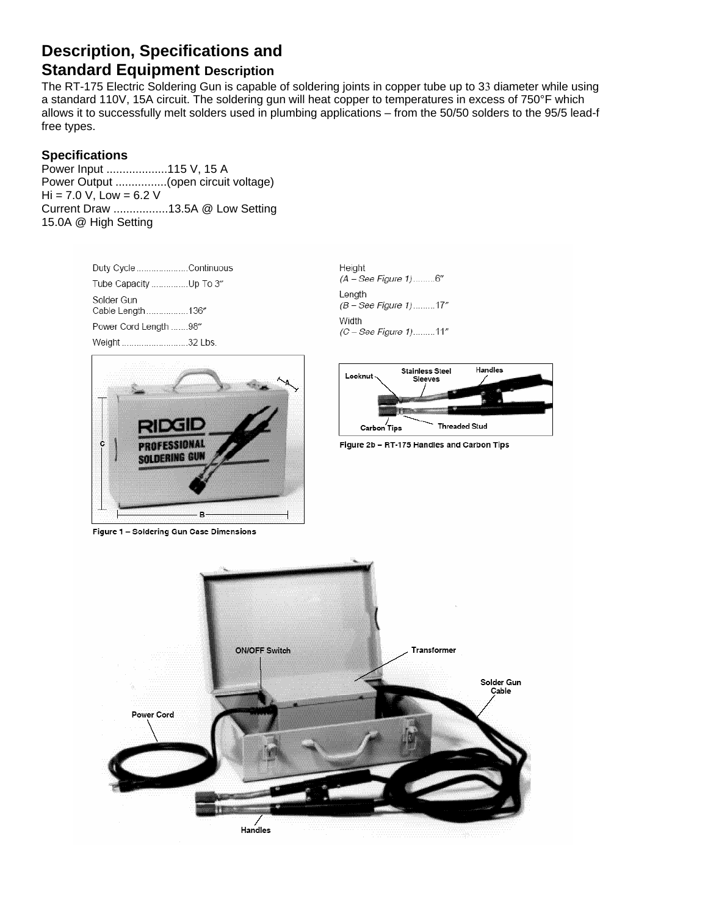# Description, Specifications and Standard Equipment

## Description

The RT-175 Electric Soldering Gun is capable of soldering joints in copper tube up to 33 diameter while using a standard 110V, 15A circuit. The soldering gun will heat copper to temperatures in excess of 750°F which allows it to successfully melt solders used in plumbing applications – from the 50/50 solders to the 95/5 lead-f free types.

## Specifications

Power Input ...................115 V, 15 A
Power Output ................(open circuit voltage)
Hi = 7.0 V, Low = 6.2 V
Current Draw .................13.5A @ Low Setting
15.0A @ High Setting

Duty Cycle .....................Continuous
Tube Capacity ...............Up To 3″
Solder Gun Cable Length.................136″
Power Cord Length .......98″
Weight ...........................32 Lbs.

Height (*A – See Figure 1*).........6″
Length (*B – See Figure 1*).........17″
Width (*C – See Figure 1*).........11″

A
C
B
RIDGID PROFESSIONAL SOLDERING GUN

Figure 1 – Soldering Gun Case Dimensions

Locknut
Stainless Steel Sleeves
Handles
Carbon Tips
Threaded Stud

Figure 2b – RT-175 Handles and Carbon Tips

ON/OFF Switch
Transformer
Solder Gun Cable
Power Cord
Handles